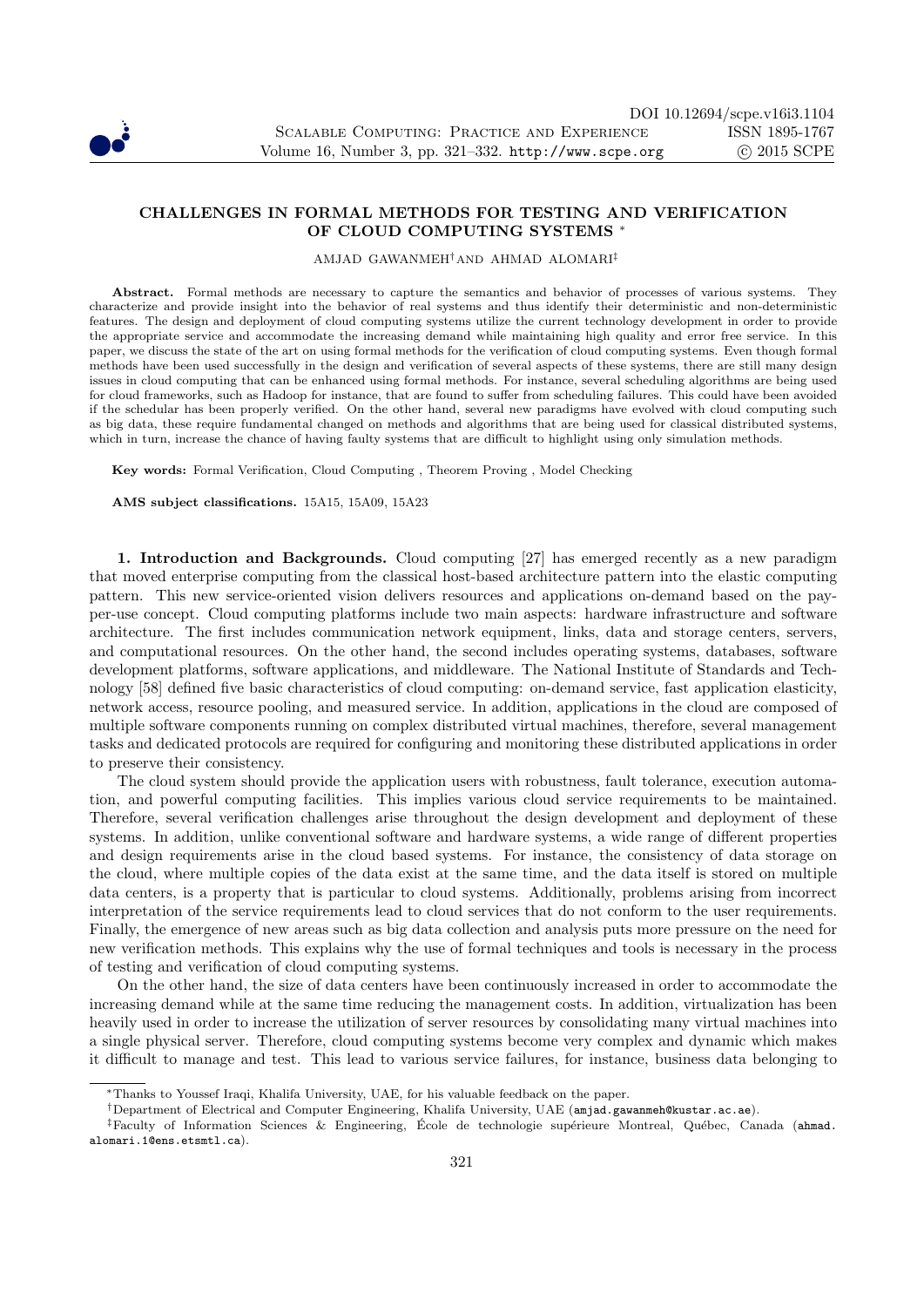# CHALLENGES IN FORMAL METHODS FOR TESTING AND VERIFICATION OF CLOUD COMPUTING SYSTEMS *

AMJAD GAWANMEH† AND AHMAD ALOMARI‡

**Abstract.** Formal methods are necessary to capture the semantics and behavior of processes of various systems. They characterize and provide insight into the behavior of real systems and thus identify their deterministic and non-deterministic features. The design and deployment of cloud computing systems utilize the current technology development in order to provide the appropriate service and accommodate the increasing demand while maintaining high quality and error free service. In this paper, we discuss the state of the art on using formal methods for the verification of cloud computing systems. Even though formal methods have been used successfully in the design and verification of several aspects of these systems, there are still many design issues in cloud computing that can be enhanced using formal methods. For instance, several scheduling algorithms are being used for cloud frameworks, such as Hadoop for instance, that are found to suffer from scheduling failures. This could have been avoided if the schedular has been properly verified. On the other hand, several new paradigms have evolved with cloud computing such as big data, these require fundamental changed on methods and algorithms that are being used for classical distributed systems, which in turn, increase the chance of having faulty systems that are difficult to highlight using only simulation methods.

**Key words:** Formal Verification, Cloud Computing , Theorem Proving , Model Checking

**AMS subject classifications.** 15A15, 15A09, 15A23

## 1. Introduction and Backgrounds.

Cloud computing [27] has emerged recently as a new paradigm that moved enterprise computing from the classical host-based architecture pattern into the elastic computing pattern. This new service-oriented vision delivers resources and applications on-demand based on the pay-per-use concept. Cloud computing platforms include two main aspects: hardware infrastructure and software architecture. The first includes communication network equipment, links, data and storage centers, servers, and computational resources. On the other hand, the second includes operating systems, databases, software development platforms, software applications, and middleware. The National Institute of Standards and Technology [58] defined five basic characteristics of cloud computing: on-demand service, fast application elasticity, network access, resource pooling, and measured service. In addition, applications in the cloud are composed of multiple software components running on complex distributed virtual machines, therefore, several management tasks and dedicated protocols are required for configuring and monitoring these distributed applications in order to preserve their consistency.

The cloud system should provide the application users with robustness, fault tolerance, execution automation, and powerful computing facilities. This implies various cloud service requirements to be maintained. Therefore, several verification challenges arise throughout the design development and deployment of these systems. In addition, unlike conventional software and hardware systems, a wide range of different properties and design requirements arise in the cloud based systems. For instance, the consistency of data storage on the cloud, where multiple copies of the data exist at the same time, and the data itself is stored on multiple data centers, is a property that is particular to cloud systems. Additionally, problems arising from incorrect interpretation of the service requirements lead to cloud services that do not conform to the user requirements. Finally, the emergence of new areas such as big data collection and analysis puts more pressure on the need for new verification methods. This explains why the use of formal techniques and tools is necessary in the process of testing and verification of cloud computing systems.

On the other hand, the size of data centers have been continuously increased in order to accommodate the increasing demand while at the same time reducing the management costs. In addition, virtualization has been heavily used in order to increase the utilization of server resources by consolidating many virtual machines into a single physical server. Therefore, cloud computing systems become very complex and dynamic which makes it difficult to manage and test. This lead to various service failures, for instance, business data belonging to

---

*Thanks to Youssef Iraqi, Khalifa University, UAE, for his valuable feedback on the paper.

†Department of Electrical and Computer Engineering, Khalifa University, UAE (amjad.gawanmeh@kustar.ac.ae).

‡Faculty of Information Sciences & Engineering, École de technologie supérieure Montreal, Québec, Canada (ahmad.alomari.1@ens.etsmtl.ca).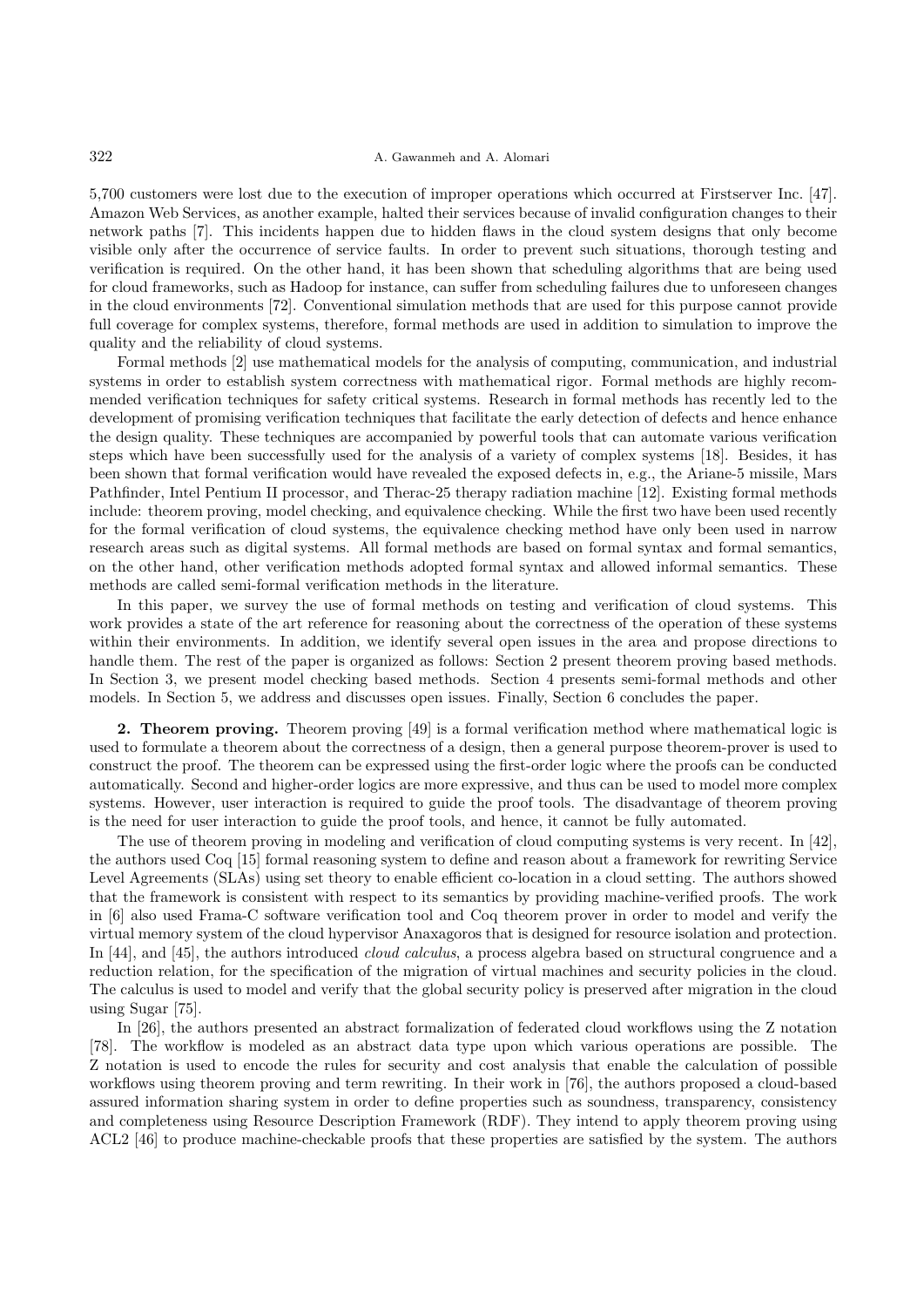5,700 customers were lost due to the execution of improper operations which occurred at Firstserver Inc. [47]. Amazon Web Services, as another example, halted their services because of invalid configuration changes to their network paths [7]. This incidents happen due to hidden flaws in the cloud system designs that only become visible only after the occurrence of service faults. In order to prevent such situations, thorough testing and verification is required. On the other hand, it has been shown that scheduling algorithms that are being used for cloud frameworks, such as Hadoop for instance, can suffer from scheduling failures due to unforeseen changes in the cloud environments [72]. Conventional simulation methods that are used for this purpose cannot provide full coverage for complex systems, therefore, formal methods are used in addition to simulation to improve the quality and the reliability of cloud systems.

Formal methods [2] use mathematical models for the analysis of computing, communication, and industrial systems in order to establish system correctness with mathematical rigor. Formal methods are highly recommended verification techniques for safety critical systems. Research in formal methods has recently led to the development of promising verification techniques that facilitate the early detection of defects and hence enhance the design quality. These techniques are accompanied by powerful tools that can automate various verification steps which have been successfully used for the analysis of a variety of complex systems [18]. Besides, it has been shown that formal verification would have revealed the exposed defects in, e.g., the Ariane-5 missile, Mars Pathfinder, Intel Pentium II processor, and Therac-25 therapy radiation machine [12]. Existing formal methods include: theorem proving, model checking, and equivalence checking. While the first two have been used recently for the formal verification of cloud systems, the equivalence checking method have only been used in narrow research areas such as digital systems. All formal methods are based on formal syntax and formal semantics, on the other hand, other verification methods adopted formal syntax and allowed informal semantics. These methods are called semi-formal verification methods in the literature.

In this paper, we survey the use of formal methods on testing and verification of cloud systems. This work provides a state of the art reference for reasoning about the correctness of the operation of these systems within their environments. In addition, we identify several open issues in the area and propose directions to handle them. The rest of the paper is organized as follows: Section 2 present theorem proving based methods. In Section 3, we present model checking based methods. Section 4 presents semi-formal methods and other models. In Section 5, we address and discusses open issues. Finally, Section 6 concludes the paper.

## 2. Theorem proving.

Theorem proving [49] is a formal verification method where mathematical logic is used to formulate a theorem about the correctness of a design, then a general purpose theorem-prover is used to construct the proof. The theorem can be expressed using the first-order logic where the proofs can be conducted automatically. Second and higher-order logics are more expressive, and thus can be used to model more complex systems. However, user interaction is required to guide the proof tools. The disadvantage of theorem proving is the need for user interaction to guide the proof tools, and hence, it cannot be fully automated.

The use of theorem proving in modeling and verification of cloud computing systems is very recent. In [42], the authors used Coq [15] formal reasoning system to define and reason about a framework for rewriting Service Level Agreements (SLAs) using set theory to enable efficient co-location in a cloud setting. The authors showed that the framework is consistent with respect to its semantics by providing machine-verified proofs. The work in [6] also used Frama-C software verification tool and Coq theorem prover in order to model and verify the virtual memory system of the cloud hypervisor Anaxagoros that is designed for resource isolation and protection. In [44], and [45], the authors introduced *cloud calculus*, a process algebra based on structural congruence and a reduction relation, for the specification of the migration of virtual machines and security policies in the cloud. The calculus is used to model and verify that the global security policy is preserved after migration in the cloud using Sugar [75].

In [26], the authors presented an abstract formalization of federated cloud workflows using the Z notation [78]. The workflow is modeled as an abstract data type upon which various operations are possible. The Z notation is used to encode the rules for security and cost analysis that enable the calculation of possible workflows using theorem proving and term rewriting. In their work in [76], the authors proposed a cloud-based assured information sharing system in order to define properties such as soundness, transparency, consistency and completeness using Resource Description Framework (RDF). They intend to apply theorem proving using ACL2 [46] to produce machine-checkable proofs that these properties are satisfied by the system. The authors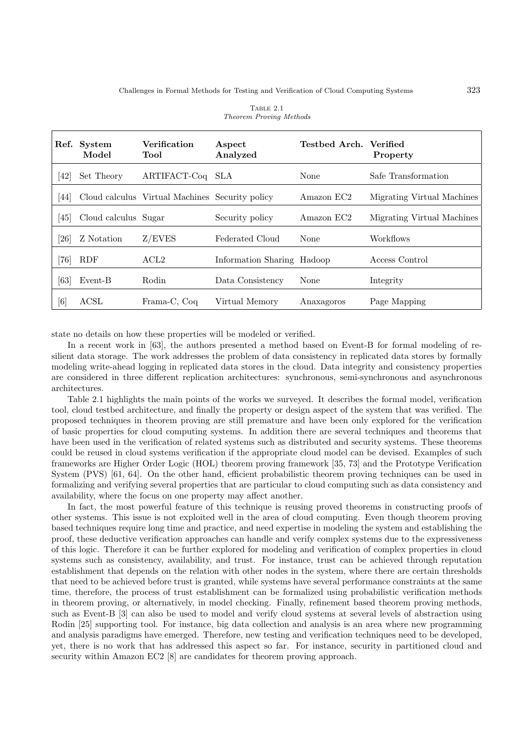Table 2.1
*Theorem Proving Methods*

| Ref. | System Model | Verification Tool | Aspect Analyzed | Testbed Arch. | Verified Property |
|---|---|---|---|---|---|
| [42] | Set Theory | ARTIFACT-Coq | SLA | None | Safe Transformation |
| [44] | Cloud calculus | Virtual Machines | Security policy | Amazon EC2 | Migrating Virtual Machines |
| [45] | Cloud calculus | Sugar | Security policy | Amazon EC2 | Migrating Virtual Machines |
| [26] | Z Notation | Z/EVES | Federated Cloud | None | Workflows |
| [76] | RDF | ACL2 | Information Sharing | Hadoop | Access Control |
| [63] | Event-B | Rodin | Data Consistency | None | Integrity |
| [6] | ACSL | Frama-C, Coq | Virtual Memory | Anaxagoros | Page Mapping |

state no details on how these properties will be modeled or verified.

In a recent work in [63], the authors presented a method based on Event-B for formal modeling of resilient data storage. The work addresses the problem of data consistency in replicated data stores by formally modeling write-ahead logging in replicated data stores in the cloud. Data integrity and consistency properties are considered in three different replication architectures: synchronous, semi-synchronous and asynchronous architectures.

Table 2.1 highlights the main points of the works we surveyed. It describes the formal model, verification tool, cloud testbed architecture, and finally the property or design aspect of the system that was verified. The proposed techniques in theorem proving are still premature and have been only explored for the verification of basic properties for cloud computing systems. In addition there are several techniques and theorems that have been used in the verification of related systems such as distributed and security systems. These theorems could be reused in cloud systems verification if the appropriate cloud model can be devised. Examples of such frameworks are Higher Order Logic (HOL) theorem proving framework [35, 73] and the Prototype Verification System (PVS) [61, 64]. On the other hand, efficient probabilistic theorem proving techniques can be used in formalizing and verifying several properties that are particular to cloud computing such as data consistency and availability, where the focus on one property may affect another.

In fact, the most powerful feature of this technique is reusing proved theorems in constructing proofs of other systems. This issue is not exploited well in the area of cloud computing. Even though theorem proving based techniques require long time and practice, and need expertise in modeling the system and establishing the proof, these deductive verification approaches can handle and verify complex systems due to the expressiveness of this logic. Therefore it can be further explored for modeling and verification of complex properties in cloud systems such as consistency, availability, and trust. For instance, trust can be achieved through reputation establishment that depends on the relation with other nodes in the system, where there are certain thresholds that need to be achieved before trust is granted, while systems have several performance constraints at the same time, therefore, the process of trust establishment can be formalized using probabilistic verification methods in theorem proving, or alternatively, in model checking. Finally, refinement based theorem proving methods, such as Event-B [3] can also be used to model and verify cloud systems at several levels of abstraction using Rodin [25] supporting tool. For instance, big data collection and analysis is an area where new programming and analysis paradigms have emerged. Therefore, new testing and verification techniques need to be developed, yet, there is no work that has addressed this aspect so far. For instance, security in partitioned cloud and security within Amazon EC2 [8] are candidates for theorem proving approach.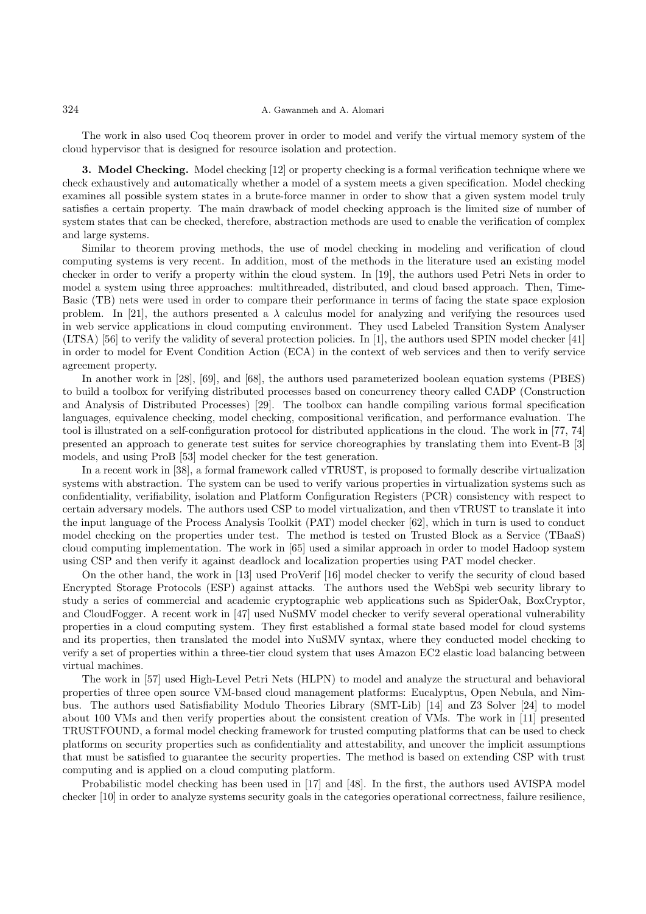The work in also used Coq theorem prover in order to model and verify the virtual memory system of the cloud hypervisor that is designed for resource isolation and protection.

**3. Model Checking.** Model checking [12] or property checking is a formal verification technique where we check exhaustively and automatically whether a model of a system meets a given specification. Model checking examines all possible system states in a brute-force manner in order to show that a given system model truly satisfies a certain property. The main drawback of model checking approach is the limited size of number of system states that can be checked, therefore, abstraction methods are used to enable the verification of complex and large systems.

Similar to theorem proving methods, the use of model checking in modeling and verification of cloud computing systems is very recent. In addition, most of the methods in the literature used an existing model checker in order to verify a property within the cloud system. In [19], the authors used Petri Nets in order to model a system using three approaches: multithreaded, distributed, and cloud based approach. Then, Time-Basic (TB) nets were used in order to compare their performance in terms of facing the state space explosion problem. In [21], the authors presented a $\lambda$ calculus model for analyzing and verifying the resources used in web service applications in cloud computing environment. They used Labeled Transition System Analyser (LTSA) [56] to verify the validity of several protection policies. In [1], the authors used SPIN model checker [41] in order to model for Event Condition Action (ECA) in the context of web services and then to verify service agreement property.

In another work in [28], [69], and [68], the authors used parameterized boolean equation systems (PBES) to build a toolbox for verifying distributed processes based on concurrency theory called CADP (Construction and Analysis of Distributed Processes) [29]. The toolbox can handle compiling various formal specification languages, equivalence checking, model checking, compositional verification, and performance evaluation. The tool is illustrated on a self-configuration protocol for distributed applications in the cloud. The work in [77, 74] presented an approach to generate test suites for service choreographies by translating them into Event-B [3] models, and using ProB [53] model checker for the test generation.

In a recent work in [38], a formal framework called vTRUST, is proposed to formally describe virtualization systems with abstraction. The system can be used to verify various properties in virtualization systems such as confidentiality, verifiability, isolation and Platform Configuration Registers (PCR) consistency with respect to certain adversary models. The authors used CSP to model virtualization, and then vTRUST to translate it into the input language of the Process Analysis Toolkit (PAT) model checker [62], which in turn is used to conduct model checking on the properties under test. The method is tested on Trusted Block as a Service (TBaaS) cloud computing implementation. The work in [65] used a similar approach in order to model Hadoop system using CSP and then verify it against deadlock and localization properties using PAT model checker.

On the other hand, the work in [13] used ProVerif [16] model checker to verify the security of cloud based Encrypted Storage Protocols (ESP) against attacks. The authors used the WebSpi web security library to study a series of commercial and academic cryptographic web applications such as SpiderOak, BoxCryptor, and CloudFogger. A recent work in [47] used NuSMV model checker to verify several operational vulnerability properties in a cloud computing system. They first established a formal state based model for cloud systems and its properties, then translated the model into NuSMV syntax, where they conducted model checking to verify a set of properties within a three-tier cloud system that uses Amazon EC2 elastic load balancing between virtual machines.

The work in [57] used High-Level Petri Nets (HLPN) to model and analyze the structural and behavioral properties of three open source VM-based cloud management platforms: Eucalyptus, Open Nebula, and Nimbus. The authors used Satisfiability Modulo Theories Library (SMT-Lib) [14] and Z3 Solver [24] to model about 100 VMs and then verify properties about the consistent creation of VMs. The work in [11] presented TRUSTFOUND, a formal model checking framework for trusted computing platforms that can be used to check platforms on security properties such as confidentiality and attestability, and uncover the implicit assumptions that must be satisfied to guarantee the security properties. The method is based on extending CSP with trust computing and is applied on a cloud computing platform.

Probabilistic model checking has been used in [17] and [48]. In the first, the authors used AVISPA model checker [10] in order to analyze systems security goals in the categories operational correctness, failure resilience,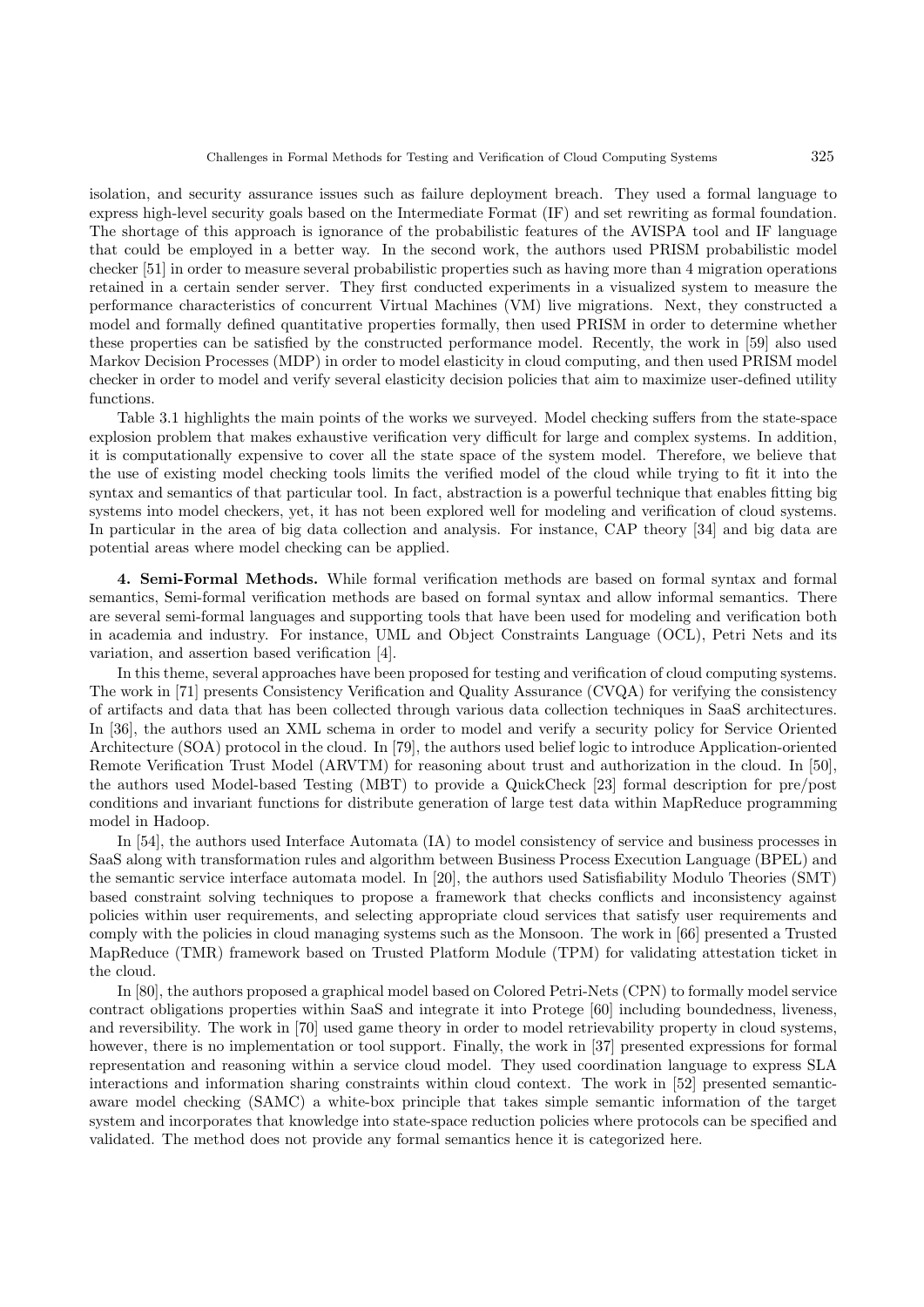isolation, and security assurance issues such as failure deployment breach. They used a formal language to express high-level security goals based on the Intermediate Format (IF) and set rewriting as formal foundation. The shortage of this approach is ignorance of the probabilistic features of the AVISPA tool and IF language that could be employed in a better way. In the second work, the authors used PRISM probabilistic model checker [51] in order to measure several probabilistic properties such as having more than 4 migration operations retained in a certain sender server. They first conducted experiments in a visualized system to measure the performance characteristics of concurrent Virtual Machines (VM) live migrations. Next, they constructed a model and formally defined quantitative properties formally, then used PRISM in order to determine whether these properties can be satisfied by the constructed performance model. Recently, the work in [59] also used Markov Decision Processes (MDP) in order to model elasticity in cloud computing, and then used PRISM model checker in order to model and verify several elasticity decision policies that aim to maximize user-defined utility functions.

Table 3.1 highlights the main points of the works we surveyed. Model checking suffers from the state-space explosion problem that makes exhaustive verification very difficult for large and complex systems. In addition, it is computationally expensive to cover all the state space of the system model. Therefore, we believe that the use of existing model checking tools limits the verified model of the cloud while trying to fit it into the syntax and semantics of that particular tool. In fact, abstraction is a powerful technique that enables fitting big systems into model checkers, yet, it has not been explored well for modeling and verification of cloud systems. In particular in the area of big data collection and analysis. For instance, CAP theory [34] and big data are potential areas where model checking can be applied.

## 4. Semi-Formal Methods.

While formal verification methods are based on formal syntax and formal semantics, Semi-formal verification methods are based on formal syntax and allow informal semantics. There are several semi-formal languages and supporting tools that have been used for modeling and verification both in academia and industry. For instance, UML and Object Constraints Language (OCL), Petri Nets and its variation, and assertion based verification [4].

In this theme, several approaches have been proposed for testing and verification of cloud computing systems. The work in [71] presents Consistency Verification and Quality Assurance (CVQA) for verifying the consistency of artifacts and data that has been collected through various data collection techniques in SaaS architectures. In [36], the authors used an XML schema in order to model and verify a security policy for Service Oriented Architecture (SOA) protocol in the cloud. In [79], the authors used belief logic to introduce Application-oriented Remote Verification Trust Model (ARVTM) for reasoning about trust and authorization in the cloud. In [50], the authors used Model-based Testing (MBT) to provide a QuickCheck [23] formal description for pre/post conditions and invariant functions for distribute generation of large test data within MapReduce programming model in Hadoop.

In [54], the authors used Interface Automata (IA) to model consistency of service and business processes in SaaS along with transformation rules and algorithm between Business Process Execution Language (BPEL) and the semantic service interface automata model. In [20], the authors used Satisfiability Modulo Theories (SMT) based constraint solving techniques to propose a framework that checks conflicts and inconsistency against policies within user requirements, and selecting appropriate cloud services that satisfy user requirements and comply with the policies in cloud managing systems such as the Monsoon. The work in [66] presented a Trusted MapReduce (TMR) framework based on Trusted Platform Module (TPM) for validating attestation ticket in the cloud.

In [80], the authors proposed a graphical model based on Colored Petri-Nets (CPN) to formally model service contract obligations properties within SaaS and integrate it into Protege [60] including boundedness, liveness, and reversibility. The work in [70] used game theory in order to model retrievability property in cloud systems, however, there is no implementation or tool support. Finally, the work in [37] presented expressions for formal representation and reasoning within a service cloud model. They used coordination language to express SLA interactions and information sharing constraints within cloud context. The work in [52] presented semantic-aware model checking (SAMC) a white-box principle that takes simple semantic information of the target system and incorporates that knowledge into state-space reduction policies where protocols can be specified and validated. The method does not provide any formal semantics hence it is categorized here.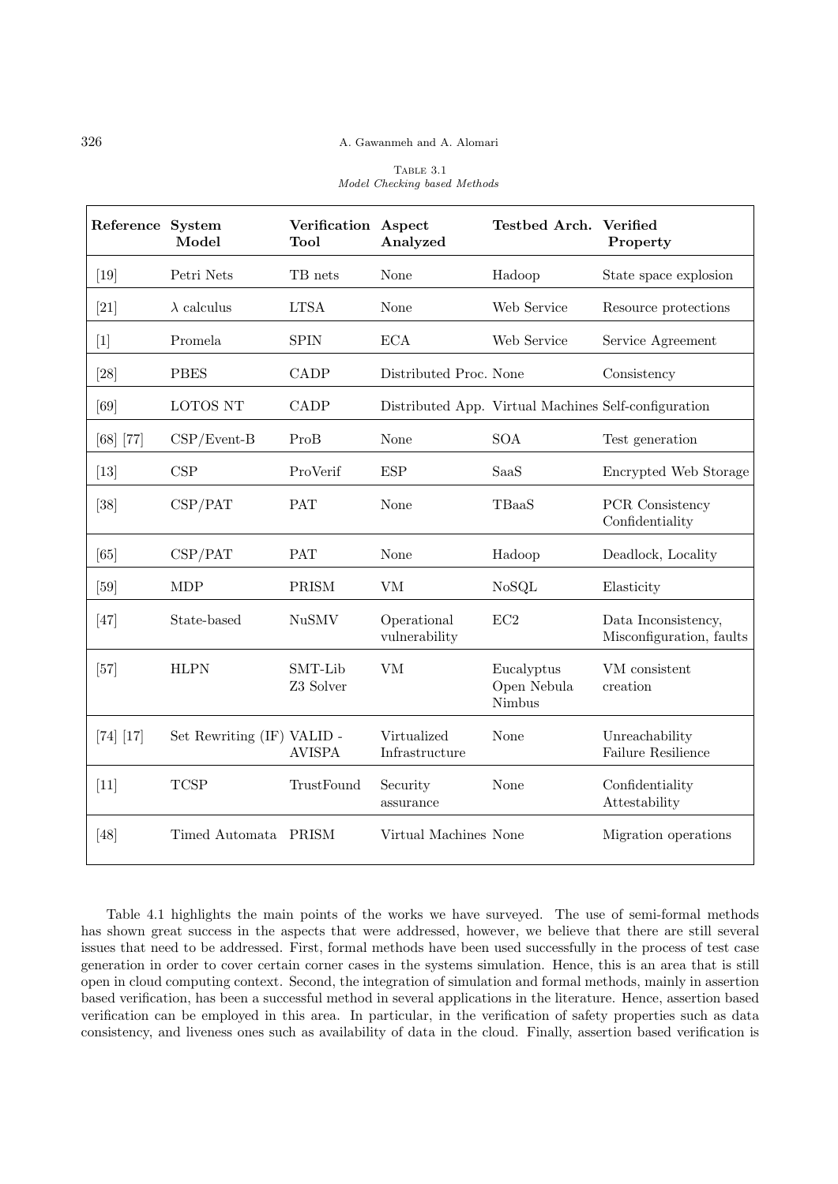Table 3.1
*Model Checking based Methods*

| Reference | System Model | Verification Tool | Aspect Analyzed | Testbed Arch. | Verified Property |
|---|---|---|---|---|---|
| [19] | Petri Nets | TB nets | None | Hadoop | State space explosion |
| [21] | $\lambda$ calculus | LTSA | None | Web Service | Resource protections |
| [1] | Promela | SPIN | ECA | Web Service | Service Agreement |
| [28] | PBES | CADP | Distributed Proc. | None | Consistency |
| [69] | LOTOS NT | CADP | Distributed App. | Virtual Machines | Self-configuration |
| [68] [77] | CSP/Event-B | ProB | None | SOA | Test generation |
| [13] | CSP | ProVerif | ESP | SaaS | Encrypted Web Storage |
| [38] | CSP/PAT | PAT | None | TBaaS | PCR Consistency Confidentiality |
| [65] | CSP/PAT | PAT | None | Hadoop | Deadlock, Locality |
| [59] | MDP | PRISM | VM | NoSQL | Elasticity |
| [47] | State-based | NuSMV | Operational vulnerability | EC2 | Data Inconsistency, Misconfiguration, faults |
| [57] | HLPN | SMT-Lib Z3 Solver | VM | Eucalyptus Open Nebula Nimbus | VM consistent creation |
| [74] [17] | Set Rewriting (IF) | VALID - AVISPA | Virtualized Infrastructure | None | Unreachability Failure Resilience |
| [11] | TCSP | TrustFound | Security assurance | None | Confidentiality Attestability |
| [48] | Timed Automata | PRISM | Virtual Machines | None | Migration operations |

Table 4.1 highlights the main points of the works we have surveyed. The use of semi-formal methods has shown great success in the aspects that were addressed, however, we believe that there are still several issues that need to be addressed. First, formal methods have been used successfully in the process of test case generation in order to cover certain corner cases in the systems simulation. Hence, this is an area that is still open in cloud computing context. Second, the integration of simulation and formal methods, mainly in assertion based verification, has been a successful method in several applications in the literature. Hence, assertion based verification can be employed in this area. In particular, in the verification of safety properties such as data consistency, and liveness ones such as availability of data in the cloud. Finally, assertion based verification is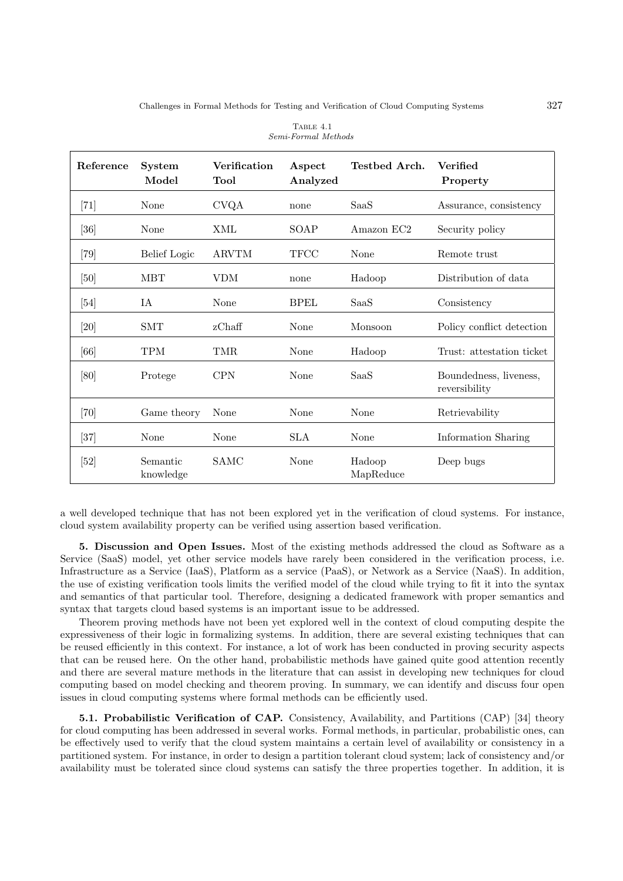Table 4.1
*Semi-Formal Methods*

| Reference | System Model | Verification Tool | Aspect Analyzed | Testbed Arch. | Verified Property |
|---|---|---|---|---|---|
| [71] | None | CVQA | none | SaaS | Assurance, consistency |
| [36] | None | XML | SOAP | Amazon EC2 | Security policy |
| [79] | Belief Logic | ARVTM | TFCC | None | Remote trust |
| [50] | MBT | VDM | none | Hadoop | Distribution of data |
| [54] | IA | None | BPEL | SaaS | Consistency |
| [20] | SMT | zChaff | None | Monsoon | Policy conflict detection |
| [66] | TPM | TMR | None | Hadoop | Trust: attestation ticket |
| [80] | Protege | CPN | None | SaaS | Boundedness, liveness, reversibility |
| [70] | Game theory | None | None | None | Retrievability |
| [37] | None | None | SLA | None | Information Sharing |
| [52] | Semantic knowledge | SAMC | None | Hadoop MapReduce | Deep bugs |

a well developed technique that has not been explored yet in the verification of cloud systems. For instance, cloud system availability property can be verified using assertion based verification.

**5. Discussion and Open Issues.** Most of the existing methods addressed the cloud as Software as a Service (SaaS) model, yet other service models have rarely been considered in the verification process, i.e. Infrastructure as a Service (IaaS), Platform as a service (PaaS), or Network as a Service (NaaS). In addition, the use of existing verification tools limits the verified model of the cloud while trying to fit it into the syntax and semantics of that particular tool. Therefore, designing a dedicated framework with proper semantics and syntax that targets cloud based systems is an important issue to be addressed.

Theorem proving methods have not been yet explored well in the context of cloud computing despite the expressiveness of their logic in formalizing systems. In addition, there are several existing techniques that can be reused efficiently in this context. For instance, a lot of work has been conducted in proving security aspects that can be reused here. On the other hand, probabilistic methods have gained quite good attention recently and there are several mature methods in the literature that can assist in developing new techniques for cloud computing based on model checking and theorem proving. In summary, we can identify and discuss four open issues in cloud computing systems where formal methods can be efficiently used.

**5.1. Probabilistic Verification of CAP.** Consistency, Availability, and Partitions (CAP) [34] theory for cloud computing has been addressed in several works. Formal methods, in particular, probabilistic ones, can be effectively used to verify that the cloud system maintains a certain level of availability or consistency in a partitioned system. For instance, in order to design a partition tolerant cloud system; lack of consistency and/or availability must be tolerated since cloud systems can satisfy the three properties together. In addition, it is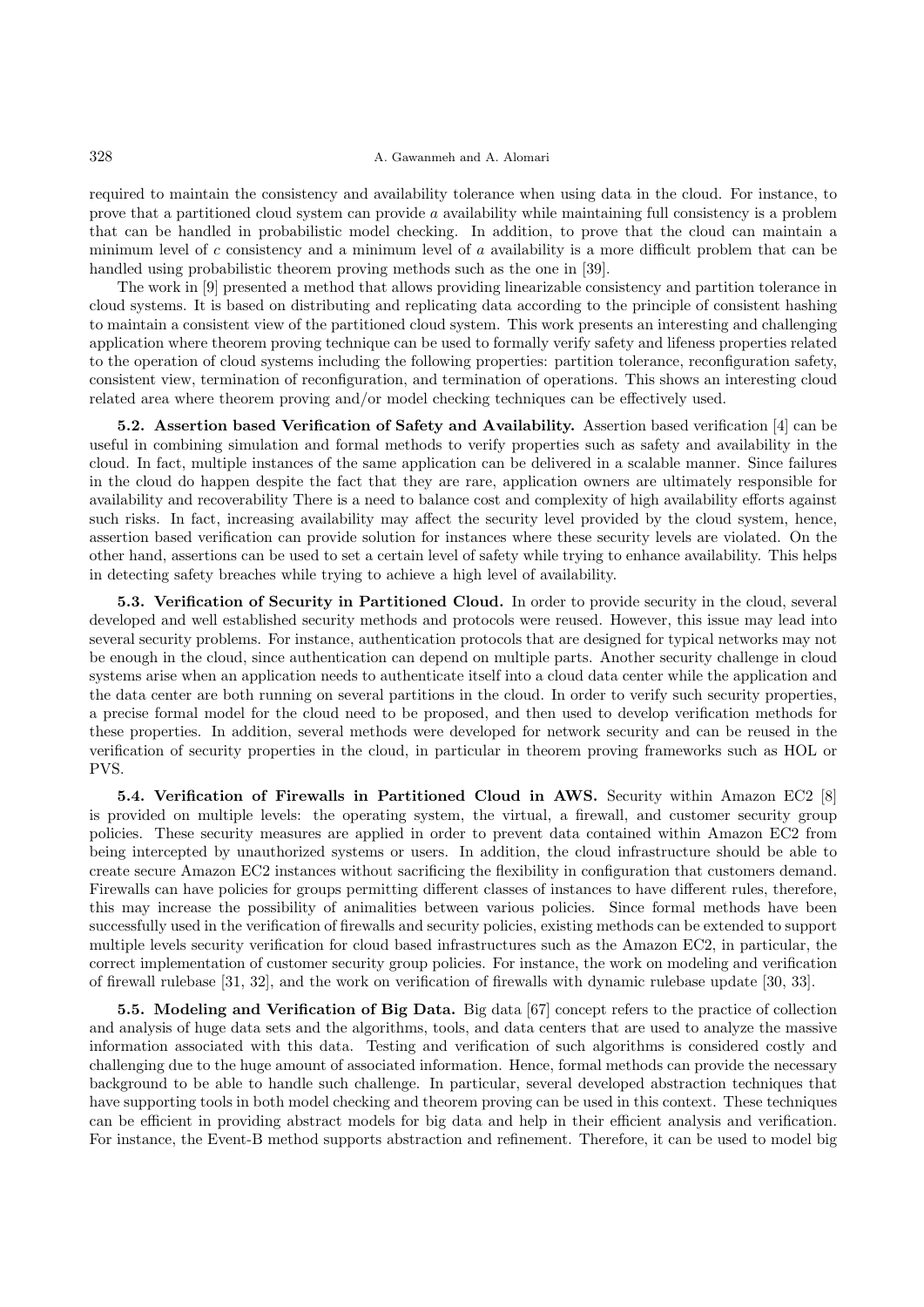required to maintain the consistency and availability tolerance when using data in the cloud. For instance, to prove that a partitioned cloud system can provide $a$ availability while maintaining full consistency is a problem that can be handled in probabilistic model checking. In addition, to prove that the cloud can maintain a minimum level of $c$ consistency and a minimum level of $a$ availability is a more difficult problem that can be handled using probabilistic theorem proving methods such as the one in [39].

The work in [9] presented a method that allows providing linearizable consistency and partition tolerance in cloud systems. It is based on distributing and replicating data according to the principle of consistent hashing to maintain a consistent view of the partitioned cloud system. This work presents an interesting and challenging application where theorem proving technique can be used to formally verify safety and lifeness properties related to the operation of cloud systems including the following properties: partition tolerance, reconfiguration safety, consistent view, termination of reconfiguration, and termination of operations. This shows an interesting cloud related area where theorem proving and/or model checking techniques can be effectively used.

**5.2. Assertion based Verification of Safety and Availability.** Assertion based verification [4] can be useful in combining simulation and formal methods to verify properties such as safety and availability in the cloud. In fact, multiple instances of the same application can be delivered in a scalable manner. Since failures in the cloud do happen despite the fact that they are rare, application owners are ultimately responsible for availability and recoverability There is a need to balance cost and complexity of high availability efforts against such risks. In fact, increasing availability may affect the security level provided by the cloud system, hence, assertion based verification can provide solution for instances where these security levels are violated. On the other hand, assertions can be used to set a certain level of safety while trying to enhance availability. This helps in detecting safety breaches while trying to achieve a high level of availability.

**5.3. Verification of Security in Partitioned Cloud.** In order to provide security in the cloud, several developed and well established security methods and protocols were reused. However, this issue may lead into several security problems. For instance, authentication protocols that are designed for typical networks may not be enough in the cloud, since authentication can depend on multiple parts. Another security challenge in cloud systems arise when an application needs to authenticate itself into a cloud data center while the application and the data center are both running on several partitions in the cloud. In order to verify such security properties, a precise formal model for the cloud need to be proposed, and then used to develop verification methods for these properties. In addition, several methods were developed for network security and can be reused in the verification of security properties in the cloud, in particular in theorem proving frameworks such as HOL or PVS.

**5.4. Verification of Firewalls in Partitioned Cloud in AWS.** Security within Amazon EC2 [8] is provided on multiple levels: the operating system, the virtual, a firewall, and customer security group policies. These security measures are applied in order to prevent data contained within Amazon EC2 from being intercepted by unauthorized systems or users. In addition, the cloud infrastructure should be able to create secure Amazon EC2 instances without sacrificing the flexibility in configuration that customers demand. Firewalls can have policies for groups permitting different classes of instances to have different rules, therefore, this may increase the possibility of animalities between various policies. Since formal methods have been successfully used in the verification of firewalls and security policies, existing methods can be extended to support multiple levels security verification for cloud based infrastructures such as the Amazon EC2, in particular, the correct implementation of customer security group policies. For instance, the work on modeling and verification of firewall rulebase [31, 32], and the work on verification of firewalls with dynamic rulebase update [30, 33].

**5.5. Modeling and Verification of Big Data.** Big data [67] concept refers to the practice of collection and analysis of huge data sets and the algorithms, tools, and data centers that are used to analyze the massive information associated with this data. Testing and verification of such algorithms is considered costly and challenging due to the huge amount of associated information. Hence, formal methods can provide the necessary background to be able to handle such challenge. In particular, several developed abstraction techniques that have supporting tools in both model checking and theorem proving can be used in this context. These techniques can be efficient in providing abstract models for big data and help in their efficient analysis and verification. For instance, the Event-B method supports abstraction and refinement. Therefore, it can be used to model big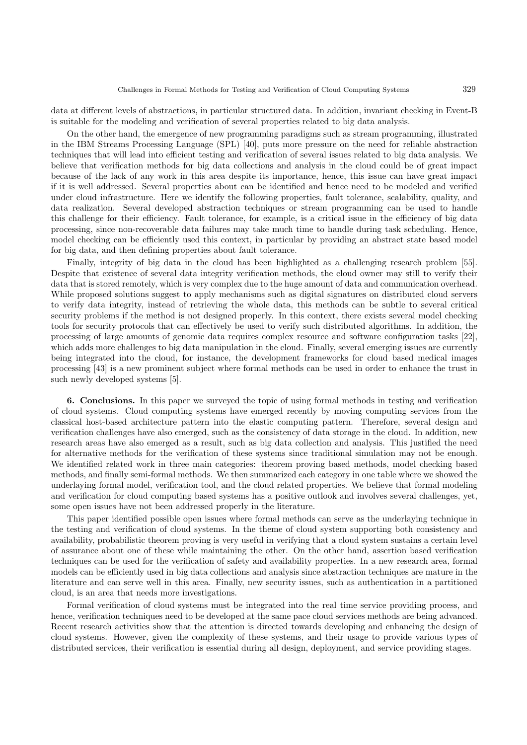data at different levels of abstractions, in particular structured data. In addition, invariant checking in Event-B is suitable for the modeling and verification of several properties related to big data analysis.

On the other hand, the emergence of new programming paradigms such as stream programming, illustrated in the IBM Streams Processing Language (SPL) [40], puts more pressure on the need for reliable abstraction techniques that will lead into efficient testing and verification of several issues related to big data analysis. We believe that verification methods for big data collections and analysis in the cloud could be of great impact because of the lack of any work in this area despite its importance, hence, this issue can have great impact if it is well addressed. Several properties about can be identified and hence need to be modeled and verified under cloud infrastructure. Here we identify the following properties, fault tolerance, scalability, quality, and data realization. Several developed abstraction techniques or stream programming can be used to handle this challenge for their efficiency. Fault tolerance, for example, is a critical issue in the efficiency of big data processing, since non-recoverable data failures may take much time to handle during task scheduling. Hence, model checking can be efficiently used this context, in particular by providing an abstract state based model for big data, and then defining properties about fault tolerance.

Finally, integrity of big data in the cloud has been highlighted as a challenging research problem [55]. Despite that existence of several data integrity verification methods, the cloud owner may still to verify their data that is stored remotely, which is very complex due to the huge amount of data and communication overhead. While proposed solutions suggest to apply mechanisms such as digital signatures on distributed cloud servers to verify data integrity, instead of retrieving the whole data, this methods can be subtle to several critical security problems if the method is not designed properly. In this context, there exists several model checking tools for security protocols that can effectively be used to verify such distributed algorithms. In addition, the processing of large amounts of genomic data requires complex resource and software configuration tasks [22], which adds more challenges to big data manipulation in the cloud. Finally, several emerging issues are currently being integrated into the cloud, for instance, the development frameworks for cloud based medical images processing [43] is a new prominent subject where formal methods can be used in order to enhance the trust in such newly developed systems [5].

**6. Conclusions.** In this paper we surveyed the topic of using formal methods in testing and verification of cloud systems. Cloud computing systems have emerged recently by moving computing services from the classical host-based architecture pattern into the elastic computing pattern. Therefore, several design and verification challenges have also emerged, such as the consistency of data storage in the cloud. In addition, new research areas have also emerged as a result, such as big data collection and analysis. This justified the need for alternative methods for the verification of these systems since traditional simulation may not be enough. We identified related work in three main categories: theorem proving based methods, model checking based methods, and finally semi-formal methods. We then summarized each category in one table where we showed the underlaying formal model, verification tool, and the cloud related properties. We believe that formal modeling and verification for cloud computing based systems has a positive outlook and involves several challenges, yet, some open issues have not been addressed properly in the literature.

This paper identified possible open issues where formal methods can serve as the underlaying technique in the testing and verification of cloud systems. In the theme of cloud system supporting both consistency and availability, probabilistic theorem proving is very useful in verifying that a cloud system sustains a certain level of assurance about one of these while maintaining the other. On the other hand, assertion based verification techniques can be used for the verification of safety and availability properties. In a new research area, formal models can be efficiently used in big data collections and analysis since abstraction techniques are mature in the literature and can serve well in this area. Finally, new security issues, such as authentication in a partitioned cloud, is an area that needs more investigations.

Formal verification of cloud systems must be integrated into the real time service providing process, and hence, verification techniques need to be developed at the same pace cloud services methods are being advanced. Recent research activities show that the attention is directed towards developing and enhancing the design of cloud systems. However, given the complexity of these systems, and their usage to provide various types of distributed services, their verification is essential during all design, deployment, and service providing stages.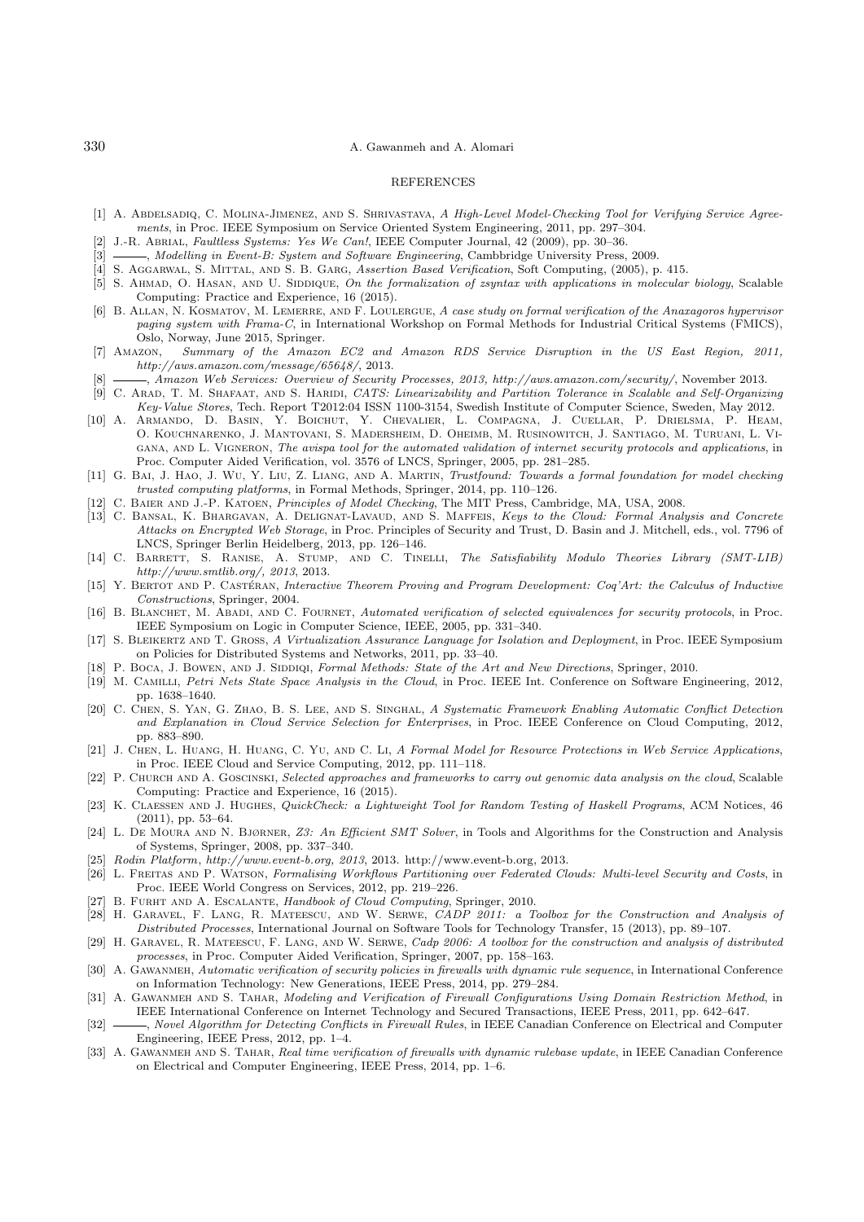## REFERENCES

[1] A. Abdelsadiq, C. Molina-Jimenez, and S. Shrivastava, *A High-Level Model-Checking Tool for Verifying Service Agreements*, in Proc. IEEE Symposium on Service Oriented System Engineering, 2011, pp. 297–304.

[2] J.-R. Abrial, *Faultless Systems: Yes We Can!*, IEEE Computer Journal, 42 (2009), pp. 30–36.

[3] ———, *Modelling in Event-B: System and Software Engineering*, Cambbridge University Press, 2009.

[4] S. Aggarwal, S. Mittal, and S. B. Garg, *Assertion Based Verification*, Soft Computing, (2005), p. 415.

[5] S. Ahmad, O. Hasan, and U. Siddique, *On the formalization of zsyntax with applications in molecular biology*, Scalable Computing: Practice and Experience, 16 (2015).

[6] B. Allan, N. Kosmatov, M. Lemerre, and F. Loulergue, *A case study on formal verification of the Anaxagoros hypervisor paging system with Frama-C*, in International Workshop on Formal Methods for Industrial Critical Systems (FMICS), Oslo, Norway, June 2015, Springer.

[7] Amazon, *Summary of the Amazon EC2 and Amazon RDS Service Disruption in the US East Region, 2011, http://aws.amazon.com/message/65648/*, 2013.

[8] ———, *Amazon Web Services: Overview of Security Processes, 2013, http://aws.amazon.com/security/*, November 2013.

[9] C. Arad, T. M. Shafaat, and S. Haridi, *CATS: Linearizability and Partition Tolerance in Scalable and Self-Organizing Key-Value Stores*, Tech. Report T2012:04 ISSN 1100-3154, Swedish Institute of Computer Science, Sweden, May 2012.

[10] A. Armando, D. Basin, Y. Boichut, Y. Chevalier, L. Compagna, J. Cuellar, P. Drielsma, P. Heam, O. Kouchnarenko, J. Mantovani, S. Madersheim, D. Oheimb, M. Rusinowitch, J. Santiago, M. Turuani, L. Vigana, and L. Vigneron, *The avispa tool for the automated validation of internet security protocols and applications*, in Proc. Computer Aided Verification, vol. 3576 of LNCS, Springer, 2005, pp. 281–285.

[11] G. Bai, J. Hao, J. Wu, Y. Liu, Z. Liang, and A. Martin, *Trustfound: Towards a formal foundation for model checking trusted computing platforms*, in Formal Methods, Springer, 2014, pp. 110–126.

[12] C. Baier and J.-P. Katoen, *Principles of Model Checking*, The MIT Press, Cambridge, MA, USA, 2008.

[13] C. Bansal, K. Bhargavan, A. Delignat-Lavaud, and S. Maffeis, *Keys to the Cloud: Formal Analysis and Concrete Attacks on Encrypted Web Storage*, in Proc. Principles of Security and Trust, D. Basin and J. Mitchell, eds., vol. 7796 of LNCS, Springer Berlin Heidelberg, 2013, pp. 126–146.

[14] C. Barrett, S. Ranise, A. Stump, and C. Tinelli, *The Satisfiability Modulo Theories Library (SMT-LIB) http://www.smtlib.org/, 2013*, 2013.

[15] Y. Bertot and P. Castéran, *Interactive Theorem Proving and Program Development: Coq'Art: the Calculus of Inductive Constructions*, Springer, 2004.

[16] B. Blanchet, M. Abadi, and C. Fournet, *Automated verification of selected equivalences for security protocols*, in Proc. IEEE Symposium on Logic in Computer Science, IEEE, 2005, pp. 331–340.

[17] S. Bleikertz and T. Gross, *A Virtualization Assurance Language for Isolation and Deployment*, in Proc. IEEE Symposium on Policies for Distributed Systems and Networks, 2011, pp. 33–40.

[18] P. Boca, J. Bowen, and J. Siddiqi, *Formal Methods: State of the Art and New Directions*, Springer, 2010.

[19] M. Camilli, *Petri Nets State Space Analysis in the Cloud*, in Proc. IEEE Int. Conference on Software Engineering, 2012, pp. 1638–1640.

[20] C. Chen, S. Yan, G. Zhao, B. S. Lee, and S. Singhal, *A Systematic Framework Enabling Automatic Conflict Detection and Explanation in Cloud Service Selection for Enterprises*, in Proc. IEEE Conference on Cloud Computing, 2012, pp. 883–890.

[21] J. Chen, L. Huang, H. Huang, C. Yu, and C. Li, *A Formal Model for Resource Protections in Web Service Applications*, in Proc. IEEE Cloud and Service Computing, 2012, pp. 111–118.

[22] P. Church and A. Goscinski, *Selected approaches and frameworks to carry out genomic data analysis on the cloud*, Scalable Computing: Practice and Experience, 16 (2015).

[23] K. Claessen and J. Hughes, *QuickCheck: a Lightweight Tool for Random Testing of Haskell Programs*, ACM Notices, 46 (2011), pp. 53–64.

[24] L. De Moura and N. Bjørner, *Z3: An Efficient SMT Solver*, in Tools and Algorithms for the Construction and Analysis of Systems, Springer, 2008, pp. 337–340.

[25] *Rodin Platform, http://www.event-b.org, 2013*, 2013. http://www.event-b.org, 2013.

[26] L. Freitas and P. Watson, *Formalising Workflows Partitioning over Federated Clouds: Multi-level Security and Costs*, in Proc. IEEE World Congress on Services, 2012, pp. 219–226.

[27] B. Furht and A. Escalante, *Handbook of Cloud Computing*, Springer, 2010.

[28] H. Garavel, F. Lang, R. Mateescu, and W. Serwe, *CADP 2011: a Toolbox for the Construction and Analysis of Distributed Processes*, International Journal on Software Tools for Technology Transfer, 15 (2013), pp. 89–107.

[29] H. Garavel, R. Mateescu, F. Lang, and W. Serwe, *Cadp 2006: A toolbox for the construction and analysis of distributed processes*, in Proc. Computer Aided Verification, Springer, 2007, pp. 158–163.

[30] A. Gawanmeh, *Automatic verification of security policies in firewalls with dynamic rule sequence*, in International Conference on Information Technology: New Generations, IEEE Press, 2014, pp. 279–284.

[31] A. Gawanmeh and S. Tahar, *Modeling and Verification of Firewall Configurations Using Domain Restriction Method*, in IEEE International Conference on Internet Technology and Secured Transactions, IEEE Press, 2011, pp. 642–647.

[32] ———, *Novel Algorithm for Detecting Conflicts in Firewall Rules*, in IEEE Canadian Conference on Electrical and Computer Engineering, IEEE Press, 2012, pp. 1–4.

[33] A. Gawanmeh and S. Tahar, *Real time verification of firewalls with dynamic rulebase update*, in IEEE Canadian Conference on Electrical and Computer Engineering, IEEE Press, 2014, pp. 1–6.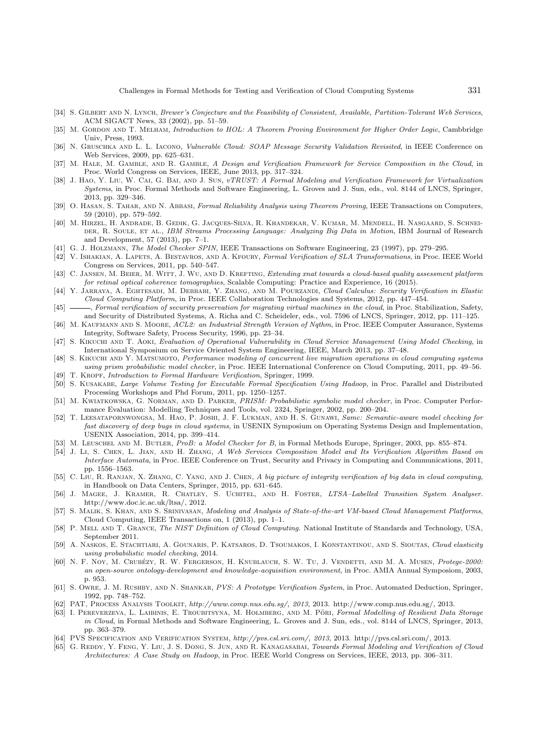[34] S. Gilbert and N. Lynch, *Brewer's Conjecture and the Feasibility of Consistent, Available, Partition-Tolerant Web Services*, ACM SIGACT News, 33 (2002), pp. 51–59.

[35] M. Gordon and T. Melham, *Introduction to HOL: A Theorem Proving Environment for Higher Order Logic*, Cambbridge Univ, Press, 1993.

[36] N. Gruschka and L. L. Iacono, *Vulnerable Cloud: SOAP Message Security Validation Revisited*, in IEEE Conference on Web Services, 2009, pp. 625–631.

[37] M. Hale, M. Gamble, and R. Gamble, *A Design and Verification Framework for Service Composition in the Cloud*, in Proc. World Congress on Services, IEEE, June 2013, pp. 317–324.

[38] J. Hao, Y. Liu, W. Cai, G. Bai, and J. Sun, *vTRUST: A Formal Modeling and Verification Framework for Virtualization Systems*, in Proc. Formal Methods and Software Engineering, L. Groves and J. Sun, eds., vol. 8144 of LNCS, Springer, 2013, pp. 329–346.

[39] O. Hasan, S. Tahar, and N. Abbasi, *Formal Reliability Analysis using Theorem Proving*, IEEE Transactions on Computers, 59 (2010), pp. 579–592.

[40] M. Hirzel, H. Andrade, B. Gedik, G. Jacques-Silva, R. Khandekar, V. Kumar, M. Mendell, H. Nasgaard, S. Schneider, R. Soule, et al., *IBM Streams Processing Language: Analyzing Big Data in Motion*, IBM Journal of Research and Development, 57 (2013), pp. 7–1.

[41] G. J. Holzmann, *The Model Checker SPIN*, IEEE Transactions on Software Engineering, 23 (1997), pp. 279–295.

[42] V. Ishakian, A. Lapets, A. Bestavros, and A. Kfoury, *Formal Verification of SLA Transformations*, in Proc. IEEE World Congress on Services, 2011, pp. 540–547.

[43] C. Jansen, M. Beier, M. Witt, J. Wu, and D. Krefting, *Extending xnat towards a cloud-based quality assessment platform for retinal optical coherence tomographies*, Scalable Computing: Practice and Experience, 16 (2015).

[44] Y. Jarraya, A. Eghtesadi, M. Debbabi, Y. Zhang, and M. Pourzandi, *Cloud Calculus: Security Verification in Elastic Cloud Computing Platform*, in Proc. IEEE Collaboration Technologies and Systems, 2012, pp. 447–454.

[45] ———, *Formal verification of security preservation for migrating virtual machines in the cloud*, in Proc. Stabilization, Safety, and Security of Distributed Systems, A. Richa and C. Scheideler, eds., vol. 7596 of LNCS, Springer, 2012, pp. 111–125.

[46] M. Kaufmann and S. Moore, *ACL2: an Industrial Strength Version of Nqthm*, in Proc. IEEE Computer Assurance, Systems Integrity, Software Safety, Process Security, 1996, pp. 23–34.

[47] S. Kikuchi and T. Aoki, *Evaluation of Operational Vulnerability in Cloud Service Management Using Model Checking*, in International Symposium on Service Oriented System Engineering, IEEE, March 2013, pp. 37–48.

[48] S. Kikuchi and Y. Matsumoto, *Performance modeling of concurrent live migration operations in cloud computing systems using prism probabilistic model checker*, in Proc. IEEE International Conference on Cloud Computing, 2011, pp. 49–56.

[49] T. Kropf, *Introduction to Formal Hardware Verification*, Springer, 1999.

[50] S. Kusakabe, *Large Volume Testing for Executable Formal Specification Using Hadoop*, in Proc. Parallel and Distributed Processing Workshops and Phd Forum, 2011, pp. 1250–1257.

[51] M. Kwiatkowska, G. Norman, and D. Parker, *PRISM: Probabilistic symbolic model checker*, in Proc. Computer Performance Evaluation: Modelling Techniques and Tools, vol. 2324, Springer, 2002, pp. 200–204.

[52] T. Leesatapornwongsa, M. Hao, P. Joshi, J. F. Lukman, and H. S. Gunawi, *Samc: Semantic-aware model checking for fast discovery of deep bugs in cloud systems*, in USENIX Symposium on Operating Systems Design and Implementation, USENIX Association, 2014, pp. 399–414.

[53] M. Leuschel and M. Butler, *ProB: a Model Checker for B*, in Formal Methods Europe, Springer, 2003, pp. 855–874.

[54] J. Li, S. Chen, L. Jian, and H. Zhang, *A Web Services Composition Model and Its Verification Algorithm Based on Interface Automata*, in Proc. IEEE Conference on Trust, Security and Privacy in Computing and Communications, 2011, pp. 1556–1563.

[55] C. Liu, R. Ranjan, X. Zhang, C. Yang, and J. Chen, *A big picture of integrity verification of big data in cloud computing*, in Handbook on Data Centers, Springer, 2015, pp. 631–645.

[56] J. Magee, J. Kramer, R. Chatley, S. Uchitel, and H. Foster, *LTSA–Labelled Transition System Analyser.* http://www.doc.ic.ac.uk/ltsa/, 2012.

[57] S. Malik, S. Khan, and S. Srinivasan, *Modeling and Analysis of State-of-the-art VM-based Cloud Management Platforms*, Cloud Computing, IEEE Transactions on, 1 (2013), pp. 1–1.

[58] P. Mell and T. Grance, *The NIST Definition of Cloud Computing.* National Institute of Standards and Technology, USA, September 2011.

[59] A. Naskos, E. Stachtiari, A. Gounaris, P. Katsaros, D. Tsoumakos, I. Konstantinou, and S. Sioutas, *Cloud elasticity using probabilistic model checking*, 2014.

[60] N. F. Noy, M. Crubézy, R. W. Fergerson, H. Knublauch, S. W. Tu, J. Vendetti, and M. A. Musen, *Protege-2000: an open-source ontology-development and knowledge-acquisition environment*, in Proc. AMIA Annual Symposiom, 2003, p. 953.

[61] S. Owre, J. M. Rushby, and N. Shankar, *PVS: A Prototype Verification System*, in Proc. Automated Deduction, Springer, 1992, pp. 748–752.

[62] PAT, Process Analysis Toolkit, *http://www.comp.nus.edu.sg/, 2013*, 2013. http://www.comp.nus.edu.sg/, 2013.

[63] I. Pereverzeva, L. Laibinis, E. Troubitsyna, M. Holmberg, and M. Pöri, *Formal Modelling of Resilient Data Storage in Cloud*, in Formal Methods and Software Engineering, L. Groves and J. Sun, eds., vol. 8144 of LNCS, Springer, 2013, pp. 363–379.

[64] PVS Specification and Verification System, *http://pvs.csl.sri.com/, 2013*, 2013. http://pvs.csl.sri.com/, 2013.

[65] G. Reddy, Y. Feng, Y. Liu, J. S. Dong, S. Jun, and R. Kanagasabai, *Towards Formal Modeling and Verification of Cloud Architectures: A Case Study on Hadoop*, in Proc. IEEE World Congress on Services, IEEE, 2013, pp. 306–311.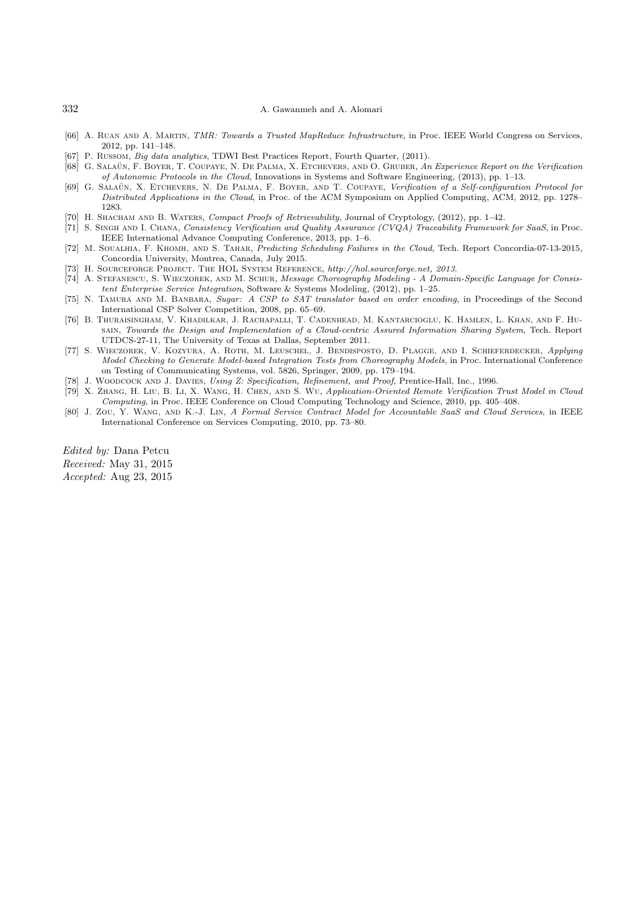[66] A. Ruan and A. Martin, *TMR: Towards a Trusted MapReduce Infrastructure*, in Proc. IEEE World Congress on Services, 2012, pp. 141–148.

[67] P. Russom, *Big data analytics*, TDWI Best Practices Report, Fourth Quarter, (2011).

[68] G. Salaün, F. Boyer, T. Coupaye, N. De Palma, X. Etchevers, and O. Gruber, *An Experience Report on the Verification of Autonomic Protocols in the Cloud*, Innovations in Systems and Software Engineering, (2013), pp. 1–13.

[69] G. Salaün, X. Etchevers, N. De Palma, F. Boyer, and T. Coupaye, *Verification of a Self-configuration Protocol for Distributed Applications in the Cloud*, in Proc. of the ACM Symposium on Applied Computing, ACM, 2012, pp. 1278–1283.

[70] H. Shacham and B. Waters, *Compact Proofs of Retrievability*, Journal of Cryptology, (2012), pp. 1–42.

[71] S. Singh and I. Chana, *Consistency Verification and Quality Assurance (CVQA) Traceability Framework for SaaS*, in Proc. IEEE International Advance Computing Conference, 2013, pp. 1–6.

[72] M. Soualhia, F. Khomh, and S. Tahar, *Predicting Scheduling Failures in the Cloud*, Tech. Report Concordia-07-13-2015, Concordia University, Montrea, Canada, July 2015.

[73] H. Sourceforge Project. The HOL System Reference, *http://hol.sourceforge.net, 2013*.

[74] A. Stefanescu, S. Wieczorek, and M. Schur, *Message Choreography Modeling - A Domain-Specific Language for Consistent Enterprise Service Integration*, Software & Systems Modeling, (2012), pp. 1–25.

[75] N. Tamura and M. Banbara, *Sugar: A CSP to SAT translator based on order encoding*, in Proceedings of the Second International CSP Solver Competition, 2008, pp. 65–69.

[76] B. Thuraisingham, V. Khadilkar, J. Rachapalli, T. Cadenhead, M. Kantarcioglu, K. Hamlen, L. Khan, and F. Husain, *Towards the Design and Implementation of a Cloud-centric Assured Information Sharing System*, Tech. Report UTDCS-27-11, The University of Texas at Dallas, September 2011.

[77] S. Wieczorek, V. Kozyura, A. Roth, M. Leuschel, J. Bendisposto, D. Plagge, and I. Schieferdecker, *Applying Model Checking to Generate Model-based Integration Tests from Choreography Models*, in Proc. International Conference on Testing of Communicating Systems, vol. 5826, Springer, 2009, pp. 179–194.

[78] J. Woodcock and J. Davies, *Using Z: Specification, Refinement, and Proof*, Prentice-Hall, Inc., 1996.

[79] X. Zhang, H. Liu, B. Li, X. Wang, H. Chen, and S. Wu, *Application-Oriented Remote Verification Trust Model in Cloud Computing*, in Proc. IEEE Conference on Cloud Computing Technology and Science, 2010, pp. 405–408.

[80] J. Zou, Y. Wang, and K.-J. Lin, *A Formal Service Contract Model for Accountable SaaS and Cloud Services*, in IEEE International Conference on Services Computing, 2010, pp. 73–80.

*Edited by:* Dana Petcu
*Received:* May 31, 2015
*Accepted:* Aug 23, 2015